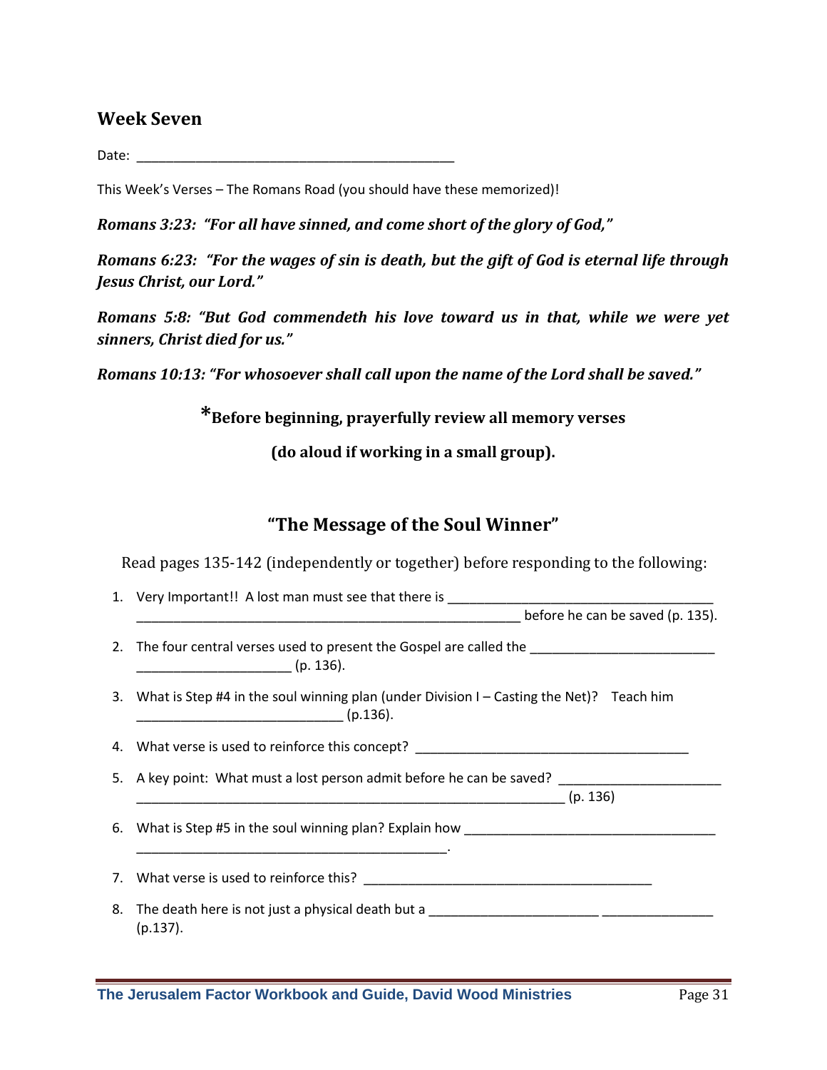## Week Seven

Date: _______________________________________________

This Week's Verses – The Romans Road (you should have these memorized)!

***Romans 3:23: "For all have sinned, and come short of the glory of God,"***

***Romans 6:23: "For the wages of sin is death, but the gift of God is eternal life through Jesus Christ, our Lord."***

***Romans 5:8: "But God commendeth his love toward us in that, while we were yet sinners, Christ died for us."***

***Romans 10:13: "For whosoever shall call upon the name of the Lord shall be saved."***

**\*Before beginning, prayerfully review all memory verses**

**(do aloud if working in a small group).**

## "The Message of the Soul Winner"

Read pages 135-142 (independently or together) before responding to the following:

1. Very Important!! A lost man must see that there is _______________________________________ _________________________________________________________ before he can be saved (p. 135).
2. The four central verses used to present the Gospel are called the ___________________________ ______________________ (p. 136).
3. What is Step #4 in the soul winning plan (under Division I – Casting the Net)? Teach him ______________________________ (p.136).
4. What verse is used to reinforce this concept? _________________________________________
5. A key point: What must a lost person admit before he can be saved? _______________________ _______________________________________________________________ (p. 136)
6. What is Step #5 in the soul winning plan? Explain how ____________________________________ ______________________________________________.
7. What verse is used to reinforce this? __________________________________________
8. The death here is not just a physical death but a _________________________ ________________ (p.137).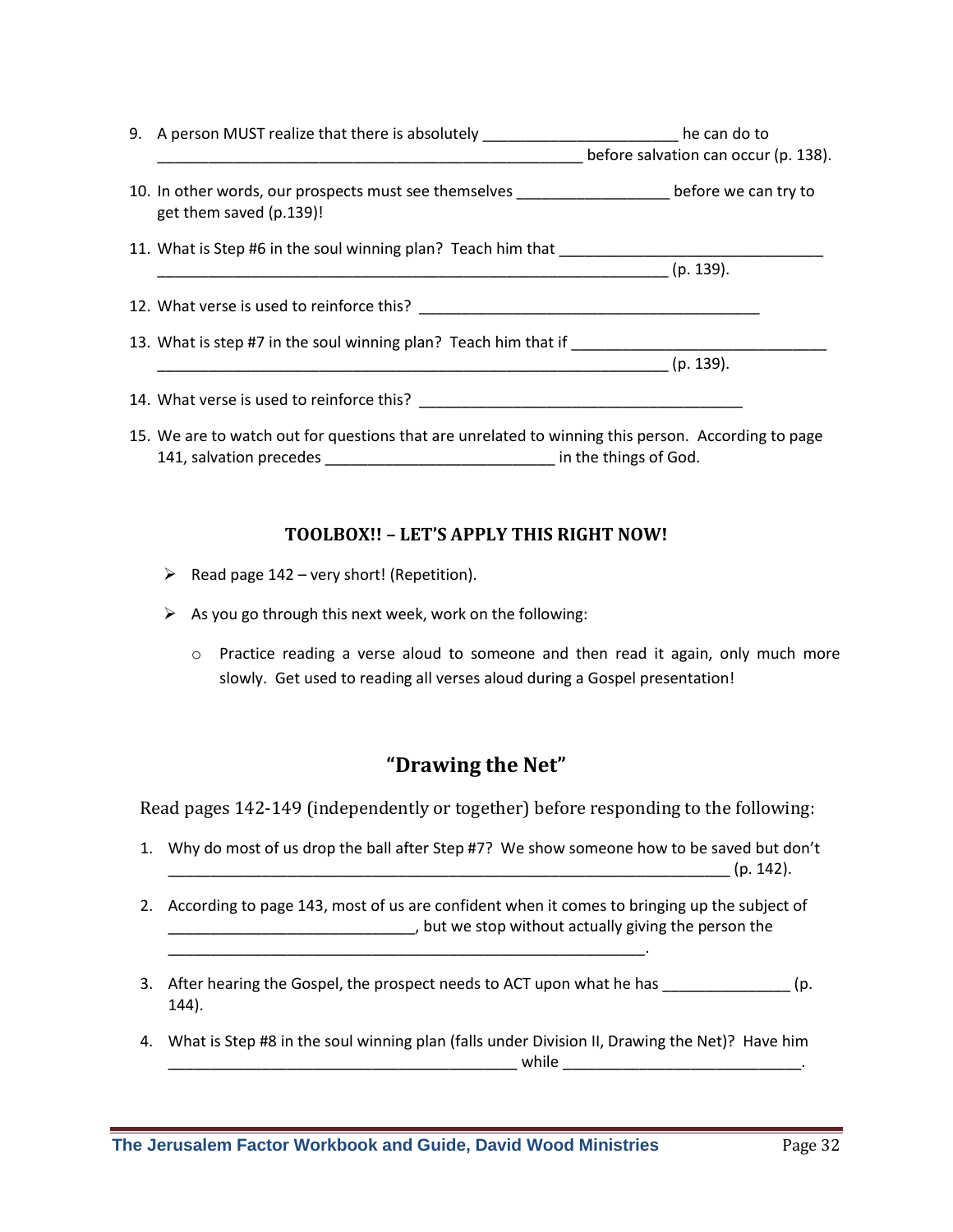9. A person MUST realize that there is absolutely _______________________ he can do to __________________________________________________ before salvation can occur (p. 138).

10. In other words, our prospects must see themselves __________________ before we can try to get them saved (p.139)!

11. What is Step #6 in the soul winning plan? Teach him that _______________________________ ____________________________________________________________ (p. 139).

12. What verse is used to reinforce this? ________________________________________

13. What is step #7 in the soul winning plan? Teach him that if ______________________________ ____________________________________________________________ (p. 139).

14. What verse is used to reinforce this? ______________________________________

15. We are to watch out for questions that are unrelated to winning this person. According to page 141, salvation precedes ___________________________ in the things of God.

### TOOLBOX!! – LET'S APPLY THIS RIGHT NOW!

- Read page 142 – very short! (Repetition).
- As you go through this next week, work on the following:
  - Practice reading a verse aloud to someone and then read it again, only much more slowly. Get used to reading all verses aloud during a Gospel presentation!

## "Drawing the Net"

Read pages 142-149 (independently or together) before responding to the following:

1. Why do most of us drop the ball after Step #7? We show someone how to be saved but don't __________________________________________________________________ (p. 142).

2. According to page 143, most of us are confident when it comes to bringing up the subject of _____________________________, but we stop without actually giving the person the _________________________________________________________.

3. After hearing the Gospel, the prospect needs to ACT upon what he has _______________ (p. 144).

4. What is Step #8 in the soul winning plan (falls under Division II, Drawing the Net)? Have him _________________________________________ while ____________________________.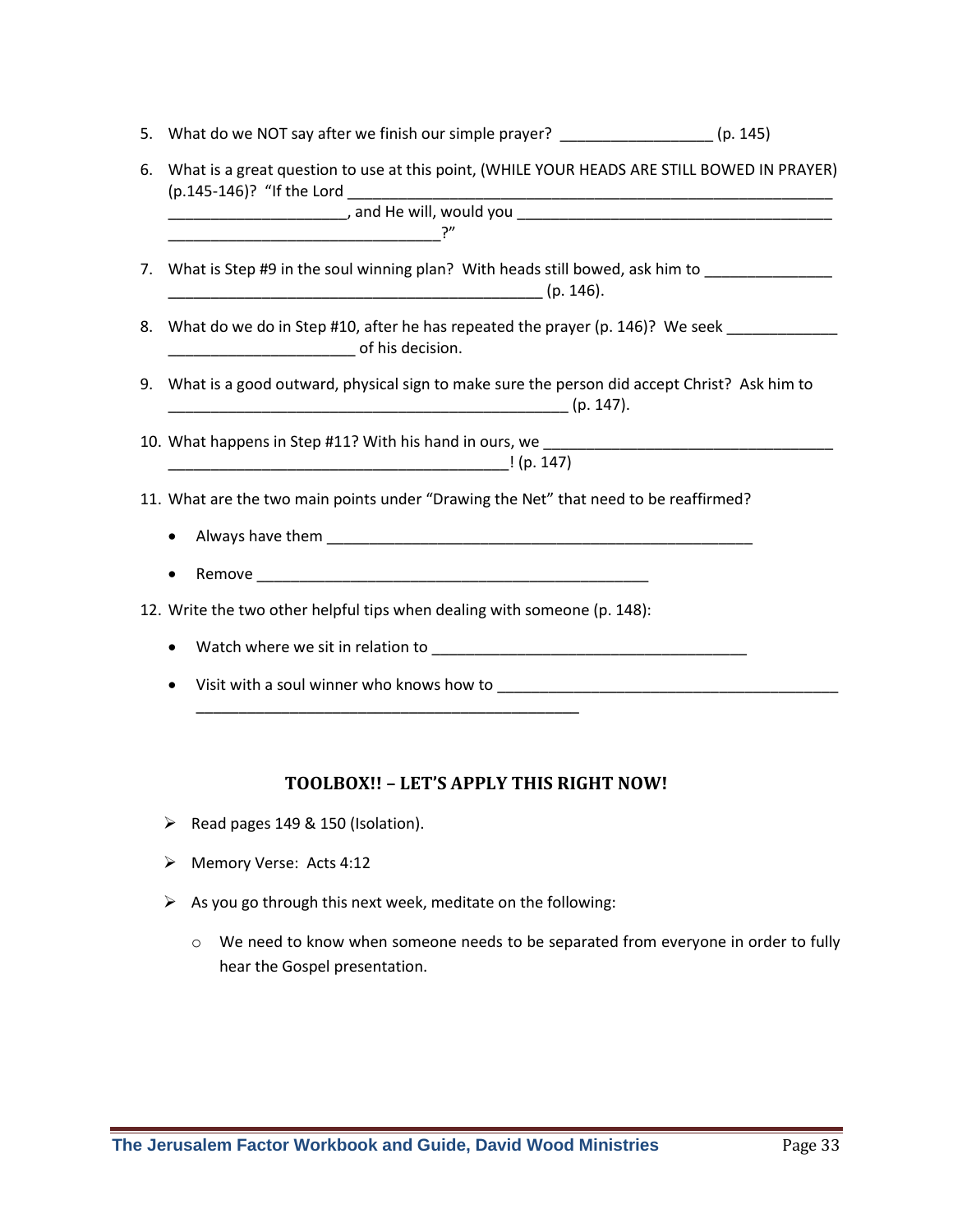5. What do we NOT say after we finish our simple prayer? __________________ (p. 145)

6. What is a great question to use at this point, (WHILE YOUR HEADS ARE STILL BOWED IN PRAYER) (p.145-146)? "If the Lord ____________________________________________________________ ______________________, and He will, would you ______________________________________ _________________________________?"

7. What is Step #9 in the soul winning plan? With heads still bowed, ask him to _______________ ______________________________________________ (p. 146).

8. What do we do in Step #10, after he has repeated the prayer (p. 146)? We seek _____________ _______________________ of his decision.

9. What is a good outward, physical sign to make sure the person did accept Christ? Ask him to _________________________________________________ (p. 147).

10. What happens in Step #11? With his hand in ours, we ___________________________________ __________________________________________! (p. 147)

11. What are the two main points under "Drawing the Net" that need to be reaffirmed?

    - Always have them _____________________________________________________
    - Remove ________________________________________________

12. Write the two other helpful tips when dealing with someone (p. 148):

    - Watch where we sit in relation to ______________________________________
    - Visit with a soul winner who knows how to __________________________________________ _______________________________________________

### TOOLBOX!! – LET'S APPLY THIS RIGHT NOW!

- Read pages 149 & 150 (Isolation).
- Memory Verse: Acts 4:12
- As you go through this next week, meditate on the following:
    - We need to know when someone needs to be separated from everyone in order to fully hear the Gospel presentation.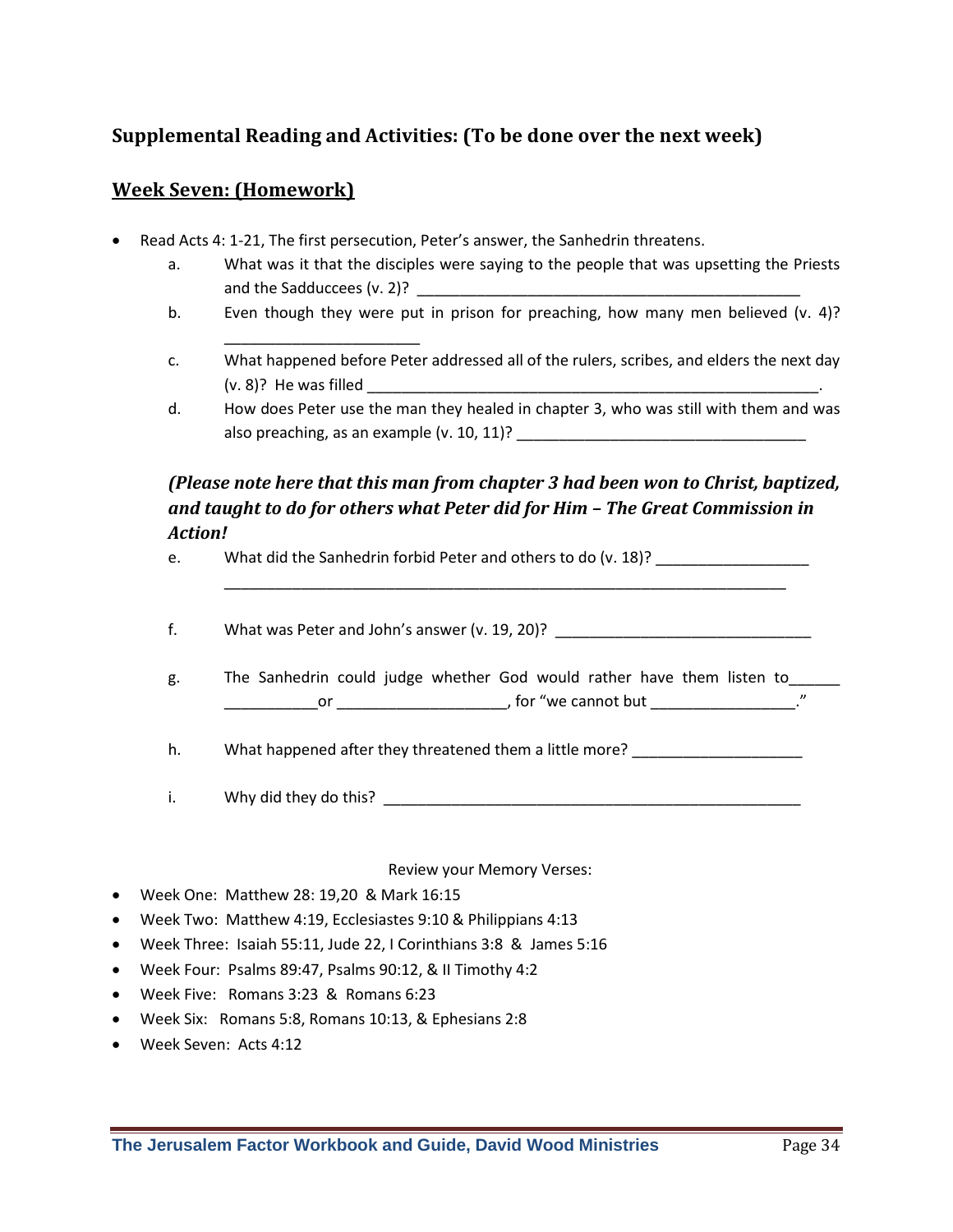## Supplemental Reading and Activities: (To be done over the next week)

### Week Seven: (Homework)

- Read Acts 4: 1-21, The first persecution, Peter's answer, the Sanhedrin threatens.
    a. What was it that the disciples were saying to the people that was upsetting the Priests and the Sadducees (v. 2)? _______________________________________________
    b. Even though they were put in prison for preaching, how many men believed (v. 4)? ________________________
    c. What happened before Peter addressed all of the rulers, scribes, and elders the next day (v. 8)? He was filled _________________________________________________________.
    d. How does Peter use the man they healed in chapter 3, who was still with them and was also preaching, as an example (v. 10, 11)? ___________________________________

***(Please note here that this man from chapter 3 had been won to Christ, baptized, and taught to do for others what Peter did for Him – The Great Commission in Action!***

    e. What did the Sanhedrin forbid Peter and others to do (v. 18)? __________________ ______________________________________________________________________

    f. What was Peter and John's answer (v. 19, 20)? _______________________________

    g. The Sanhedrin could judge whether God would rather have them listen to______ ___________or ____________________, for "we cannot but _________________."

    h. What happened after they threatened them a little more? ____________________

    i. Why did they do this? ____________________________________________________

Review your Memory Verses:

- Week One: Matthew 28: 19,20 & Mark 16:15
- Week Two: Matthew 4:19, Ecclesiastes 9:10 & Philippians 4:13
- Week Three: Isaiah 55:11, Jude 22, I Corinthians 3:8 & James 5:16
- Week Four: Psalms 89:47, Psalms 90:12, & II Timothy 4:2
- Week Five: Romans 3:23 & Romans 6:23
- Week Six: Romans 5:8, Romans 10:13, & Ephesians 2:8
- Week Seven: Acts 4:12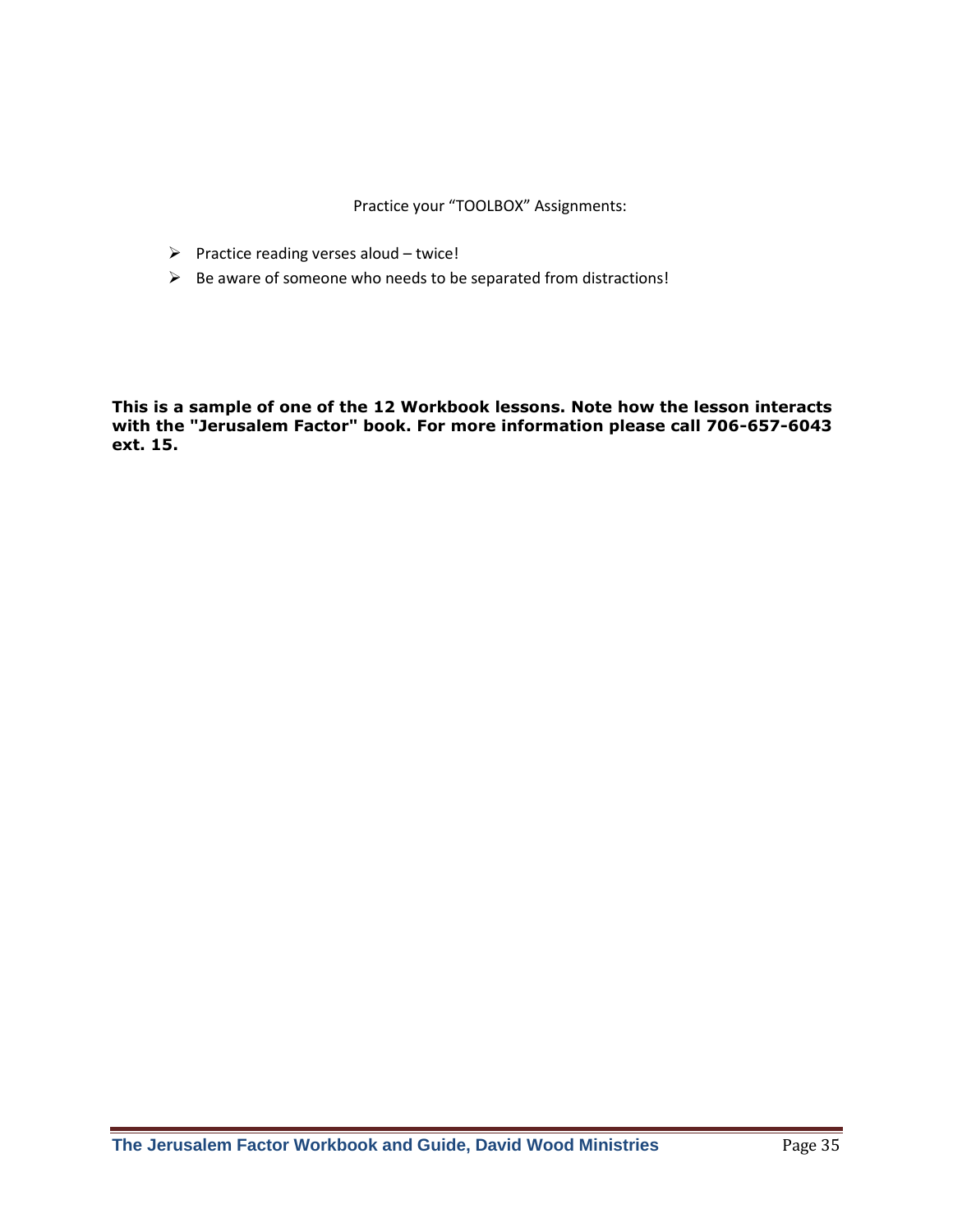Practice your “TOOLBOX” Assignments:

- Practice reading verses aloud – twice!
- Be aware of someone who needs to be separated from distractions!

**This is a sample of one of the 12 Workbook lessons. Note how the lesson interacts with the "Jerusalem Factor" book. For more information please call 706-657-6043 ext. 15.**